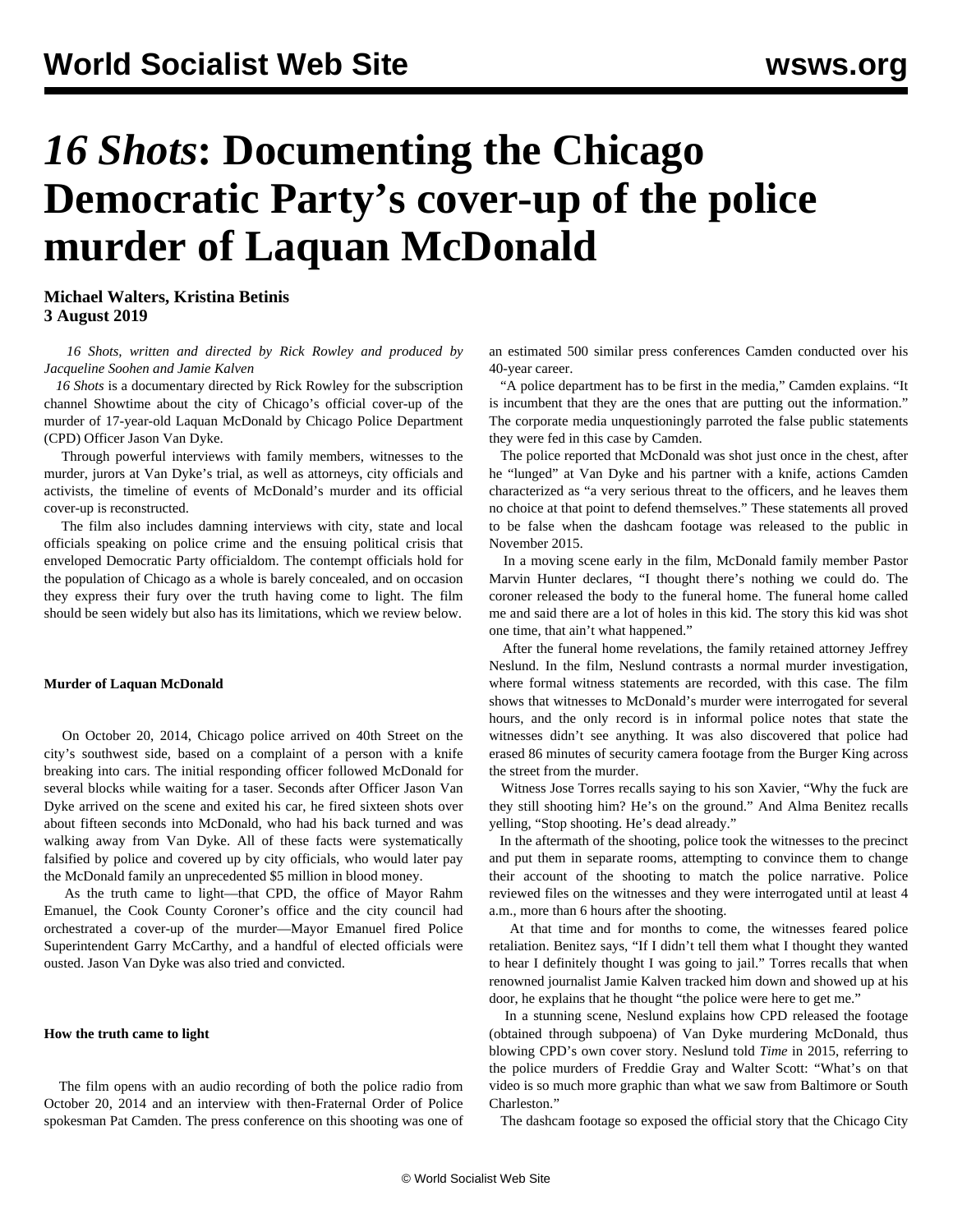# *16 Shots*: Documenting the Chicago Democratic Party's cover-up of the police murder of Laquan McDonald

**Michael Walters, Kristina Betinis**
**3 August 2019**

*16 Shots, written and directed by Rick Rowley and produced by Jacqueline Soohen and Jamie Kalven*

*16 Shots* is a documentary directed by Rick Rowley for the subscription channel Showtime about the city of Chicago's official cover-up of the murder of 17-year-old Laquan McDonald by Chicago Police Department (CPD) Officer Jason Van Dyke.

Through powerful interviews with family members, witnesses to the murder, jurors at Van Dyke's trial, as well as attorneys, city officials and activists, the timeline of events of McDonald's murder and its official cover-up is reconstructed.

The film also includes damning interviews with city, state and local officials speaking on police crime and the ensuing political crisis that enveloped Democratic Party officialdom. The contempt officials hold for the population of Chicago as a whole is barely concealed, and on occasion they express their fury over the truth having come to light. The film should be seen widely but also has its limitations, which we review below.

**Murder of Laquan McDonald**

On October 20, 2014, Chicago police arrived on 40th Street on the city's southwest side, based on a complaint of a person with a knife breaking into cars. The initial responding officer followed McDonald for several blocks while waiting for a taser. Seconds after Officer Jason Van Dyke arrived on the scene and exited his car, he fired sixteen shots over about fifteen seconds into McDonald, who had his back turned and was walking away from Van Dyke. All of these facts were systematically falsified by police and covered up by city officials, who would later pay the McDonald family an unprecedented $5 million in blood money.

As the truth came to light—that CPD, the office of Mayor Rahm Emanuel, the Cook County Coroner's office and the city council had orchestrated a cover-up of the murder—Mayor Emanuel fired Police Superintendent Garry McCarthy, and a handful of elected officials were ousted. Jason Van Dyke was also tried and convicted.

**How the truth came to light**

The film opens with an audio recording of both the police radio from October 20, 2014 and an interview with then-Fraternal Order of Police spokesman Pat Camden. The press conference on this shooting was one of an estimated 500 similar press conferences Camden conducted over his 40-year career.

"A police department has to be first in the media," Camden explains. "It is incumbent that they are the ones that are putting out the information." The corporate media unquestioningly parroted the false public statements they were fed in this case by Camden.

The police reported that McDonald was shot just once in the chest, after he "lunged" at Van Dyke and his partner with a knife, actions Camden characterized as "a very serious threat to the officers, and he leaves them no choice at that point to defend themselves." These statements all proved to be false when the dashcam footage was released to the public in November 2015.

In a moving scene early in the film, McDonald family member Pastor Marvin Hunter declares, "I thought there's nothing we could do. The coroner released the body to the funeral home. The funeral home called me and said there are a lot of holes in this kid. The story this kid was shot one time, that ain't what happened."

After the funeral home revelations, the family retained attorney Jeffrey Neslund. In the film, Neslund contrasts a normal murder investigation, where formal witness statements are recorded, with this case. The film shows that witnesses to McDonald's murder were interrogated for several hours, and the only record is in informal police notes that state the witnesses didn't see anything. It was also discovered that police had erased 86 minutes of security camera footage from the Burger King across the street from the murder.

Witness Jose Torres recalls saying to his son Xavier, "Why the fuck are they still shooting him? He's on the ground." And Alma Benitez recalls yelling, "Stop shooting. He's dead already."

In the aftermath of the shooting, police took the witnesses to the precinct and put them in separate rooms, attempting to convince them to change their account of the shooting to match the police narrative. Police reviewed files on the witnesses and they were interrogated until at least 4 a.m., more than 6 hours after the shooting.

At that time and for months to come, the witnesses feared police retaliation. Benitez says, "If I didn't tell them what I thought they wanted to hear I definitely thought I was going to jail." Torres recalls that when renowned journalist Jamie Kalven tracked him down and showed up at his door, he explains that he thought "the police were here to get me."

In a stunning scene, Neslund explains how CPD released the footage (obtained through subpoena) of Van Dyke murdering McDonald, thus blowing CPD's own cover story. Neslund told *Time* in 2015, referring to the police murders of Freddie Gray and Walter Scott: "What's on that video is so much more graphic than what we saw from Baltimore or South Charleston."

The dashcam footage so exposed the official story that the Chicago City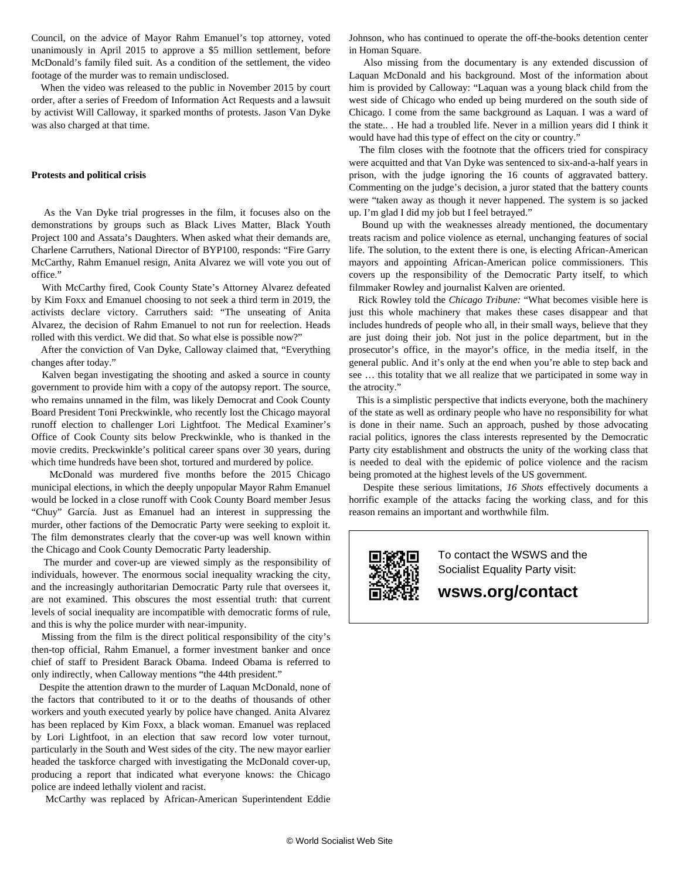Council, on the advice of Mayor Rahm Emanuel's top attorney, voted unanimously in April 2015 to approve a $5 million settlement, before McDonald's family filed suit. As a condition of the settlement, the video footage of the murder was to remain undisclosed.

When the video was released to the public in November 2015 by court order, after a series of Freedom of Information Act Requests and a lawsuit by activist Will Calloway, it sparked months of protests. Jason Van Dyke was also charged at that time.

**Protests and political crisis**

As the Van Dyke trial progresses in the film, it focuses also on the demonstrations by groups such as Black Lives Matter, Black Youth Project 100 and Assata's Daughters. When asked what their demands are, Charlene Carruthers, National Director of BYP100, responds: "Fire Garry McCarthy, Rahm Emanuel resign, Anita Alvarez we will vote you out of office."

With McCarthy fired, Cook County State's Attorney Alvarez defeated by Kim Foxx and Emanuel choosing to not seek a third term in 2019, the activists declare victory. Carruthers said: "The unseating of Anita Alvarez, the decision of Rahm Emanuel to not run for reelection. Heads rolled with this verdict. We did that. So what else is possible now?"

After the conviction of Van Dyke, Calloway claimed that, "Everything changes after today."

Kalven began investigating the shooting and asked a source in county government to provide him with a copy of the autopsy report. The source, who remains unnamed in the film, was likely Democrat and Cook County Board President Toni Preckwinkle, who recently lost the Chicago mayoral runoff election to challenger Lori Lightfoot. The Medical Examiner's Office of Cook County sits below Preckwinkle, who is thanked in the movie credits. Preckwinkle's political career spans over 30 years, during which time hundreds have been shot, tortured and murdered by police.

McDonald was murdered five months before the 2015 Chicago municipal elections, in which the deeply unpopular Mayor Rahm Emanuel would be locked in a close runoff with Cook County Board member Jesus "Chuy" García. Just as Emanuel had an interest in suppressing the murder, other factions of the Democratic Party were seeking to exploit it. The film demonstrates clearly that the cover-up was well known within the Chicago and Cook County Democratic Party leadership.

The murder and cover-up are viewed simply as the responsibility of individuals, however. The enormous social inequality wracking the city, and the increasingly authoritarian Democratic Party rule that oversees it, are not examined. This obscures the most essential truth: that current levels of social inequality are incompatible with democratic forms of rule, and this is why the police murder with near-impunity.

Missing from the film is the direct political responsibility of the city's then-top official, Rahm Emanuel, a former investment banker and once chief of staff to President Barack Obama. Indeed Obama is referred to only indirectly, when Calloway mentions "the 44th president."

Despite the attention drawn to the murder of Laquan McDonald, none of the factors that contributed to it or to the deaths of thousands of other workers and youth executed yearly by police have changed. Anita Alvarez has been replaced by Kim Foxx, a black woman. Emanuel was replaced by Lori Lightfoot, in an election that saw record low voter turnout, particularly in the South and West sides of the city. The new mayor earlier headed the taskforce charged with investigating the McDonald cover-up, producing a report that indicated what everyone knows: the Chicago police are indeed lethally violent and racist.

McCarthy was replaced by African-American Superintendent Eddie Johnson, who has continued to operate the off-the-books detention center in Homan Square.

Also missing from the documentary is any extended discussion of Laquan McDonald and his background. Most of the information about him is provided by Calloway: "Laquan was a young black child from the west side of Chicago who ended up being murdered on the south side of Chicago. I come from the same background as Laquan. I was a ward of the state.. . He had a troubled life. Never in a million years did I think it would have had this type of effect on the city or country."

The film closes with the footnote that the officers tried for conspiracy were acquitted and that Van Dyke was sentenced to six-and-a-half years in prison, with the judge ignoring the 16 counts of aggravated battery. Commenting on the judge's decision, a juror stated that the battery counts were "taken away as though it never happened. The system is so jacked up. I'm glad I did my job but I feel betrayed."

Bound up with the weaknesses already mentioned, the documentary treats racism and police violence as eternal, unchanging features of social life. The solution, to the extent there is one, is electing African-American mayors and appointing African-American police commissioners. This covers up the responsibility of the Democratic Party itself, to which filmmaker Rowley and journalist Kalven are oriented.

Rick Rowley told the *Chicago Tribune:* "What becomes visible here is just this whole machinery that makes these cases disappear and that includes hundreds of people who all, in their small ways, believe that they are just doing their job. Not just in the police department, but in the prosecutor's office, in the mayor's office, in the media itself, in the general public. And it's only at the end when you're able to step back and see … this totality that we all realize that we participated in some way in the atrocity."

This is a simplistic perspective that indicts everyone, both the machinery of the state as well as ordinary people who have no responsibility for what is done in their name. Such an approach, pushed by those advocating racial politics, ignores the class interests represented by the Democratic Party city establishment and obstructs the unity of the working class that is needed to deal with the epidemic of police violence and the racism being promoted at the highest levels of the US government.

Despite these serious limitations, *16 Shots* effectively documents a horrific example of the attacks facing the working class, and for this reason remains an important and worthwhile film.

To contact the WSWS and the Socialist Equality Party visit:

**wsws.org/contact**